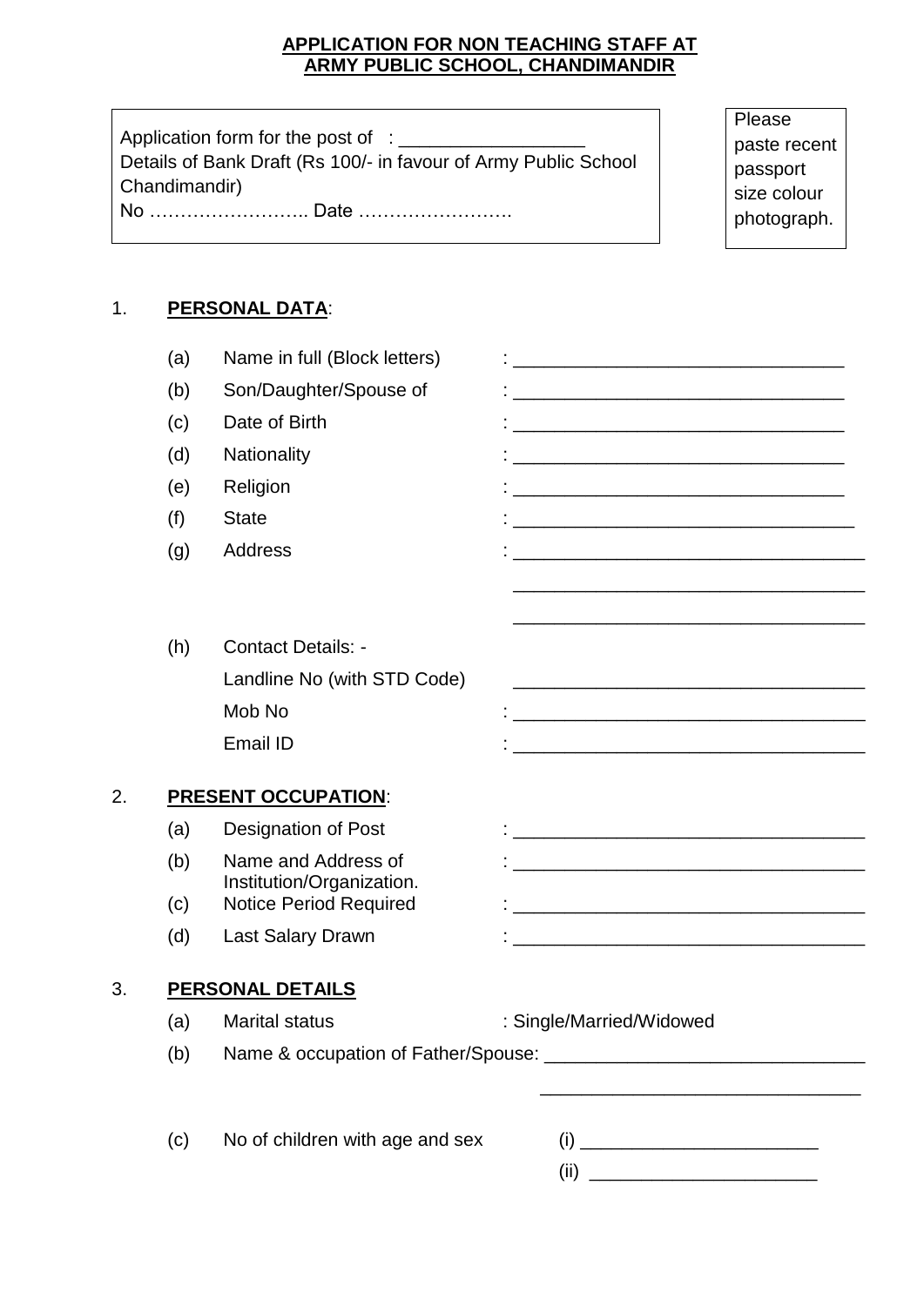**APPLICATION FOR NON TEACHING STAFF AT**
**ARMY PUBLIC SCHOOL, CHANDIMANDIR**

Application form for the post of : __________________
Details of Bank Draft (Rs 100/- in favour of Army Public School Chandimandir)
No …………………….. Date …………………….

Please paste recent passport size colour photograph.

1. **PERSONAL DATA**:

(a) Name in full (Block letters) : ________________________________

(b) Son/Daughter/Spouse of : ________________________________

(c) Date of Birth : ________________________________

(d) Nationality : ________________________________

(e) Religion : ________________________________

(f) State : ________________________________

(g) Address : ________________________________
________________________________
________________________________

(h) Contact Details: -
Landline No (with STD Code) ________________________________
Mob No : ________________________________
Email ID : ________________________________

2. **PRESENT OCCUPATION**:

(a) Designation of Post : ________________________________

(b) Name and Address of Institution/Organization. : ________________________________

(c) Notice Period Required : ________________________________

(d) Last Salary Drawn : ________________________________

3. **PERSONAL DETAILS**

(a) Marital status : Single/Married/Widowed

(b) Name & occupation of Father/Spouse: ________________________________
________________________________

(c) No of children with age and sex (i) ______________________
(ii) ______________________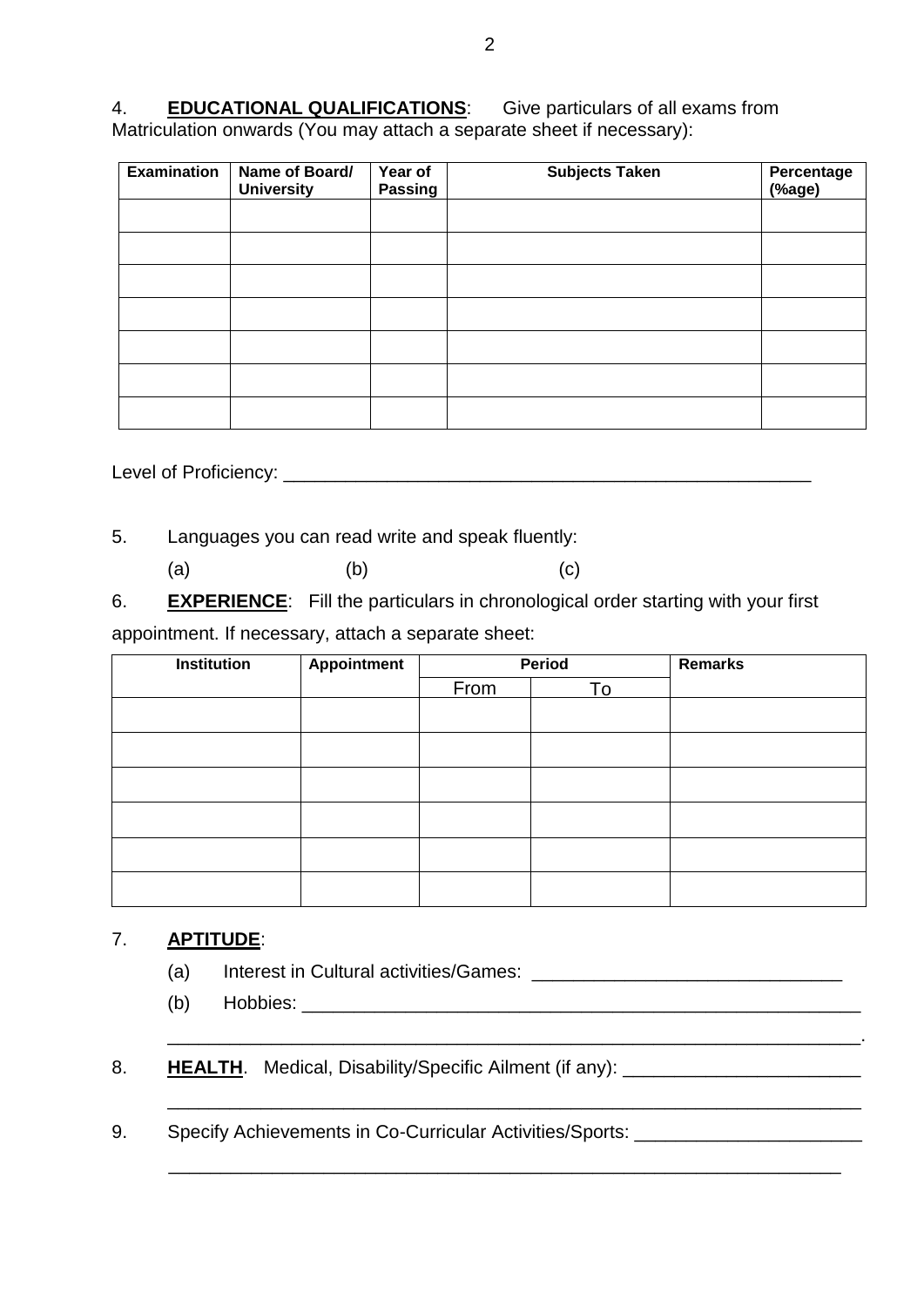4. **EDUCATIONAL QUALIFICATIONS**: Give particulars of all exams from Matriculation onwards (You may attach a separate sheet if necessary):

| Examination | Name of Board/ University | Year of Passing | Subjects Taken | Percentage (%age) |
|---|---|---|---|---|
| | | | | |
| | | | | |
| | | | | |
| | | | | |
| | | | | |
| | | | | |
| | | | | |

Level of Proficiency: ___________________________________________________

5. Languages you can read write and speak fluently:

(a) (b) (c)

6. **EXPERIENCE**: Fill the particulars in chronological order starting with your first appointment. If necessary, attach a separate sheet:

| Institution | Appointment | Period | | Remarks |
|---|---|---|---|---|
| | | From | To | |
| | | | | |
| | | | | |
| | | | | |
| | | | | |
| | | | | |
| | | | | |

7. **APTITUDE**:

(a) Interest in Cultural activities/Games: ______________________________

(b) Hobbies: ________________________________________________________

____________________________________________________________________.

8. **HEALTH**. Medical, Disability/Specific Ailment (if any): _______________________

____________________________________________________________________

9. Specify Achievements in Co-Curricular Activities/Sports: ______________________

____________________________________________________________________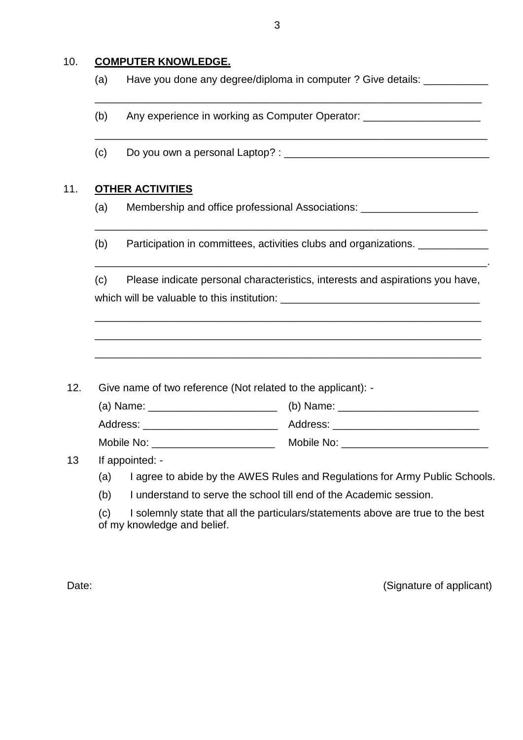10. **COMPUTER KNOWLEDGE.**

(a) Have you done any degree/diploma in computer ? Give details: ___________
_________________________________________________________________

(b) Any experience in working as Computer Operator: ____________________
_________________________________________________________________

(c) Do you own a personal Laptop? : ___________________________________

11. **OTHER ACTIVITIES**

(a) Membership and office professional Associations: ____________________
_________________________________________________________________

(b) Participation in committees, activities clubs and organizations. ____________
_________________________________________________________________.

(c) Please indicate personal characteristics, interests and aspirations you have, which will be valuable to this institution: _________________________________
_________________________________________________________________
_________________________________________________________________
_________________________________________________________________

12. Give name of two reference (Not related to the applicant): -

| | |
|---|---|
| (a) Name: ______________________ | (b) Name: ________________________ |
| Address: _______________________ | Address: _________________________ |
| Mobile No: _____________________ | Mobile No: _________________________ |

13 If appointed: -

(a) I agree to abide by the AWES Rules and Regulations for Army Public Schools.

(b) I understand to serve the school till end of the Academic session.

(c) I solemnly state that all the particulars/statements above are true to the best of my knowledge and belief.

Date: (Signature of applicant)